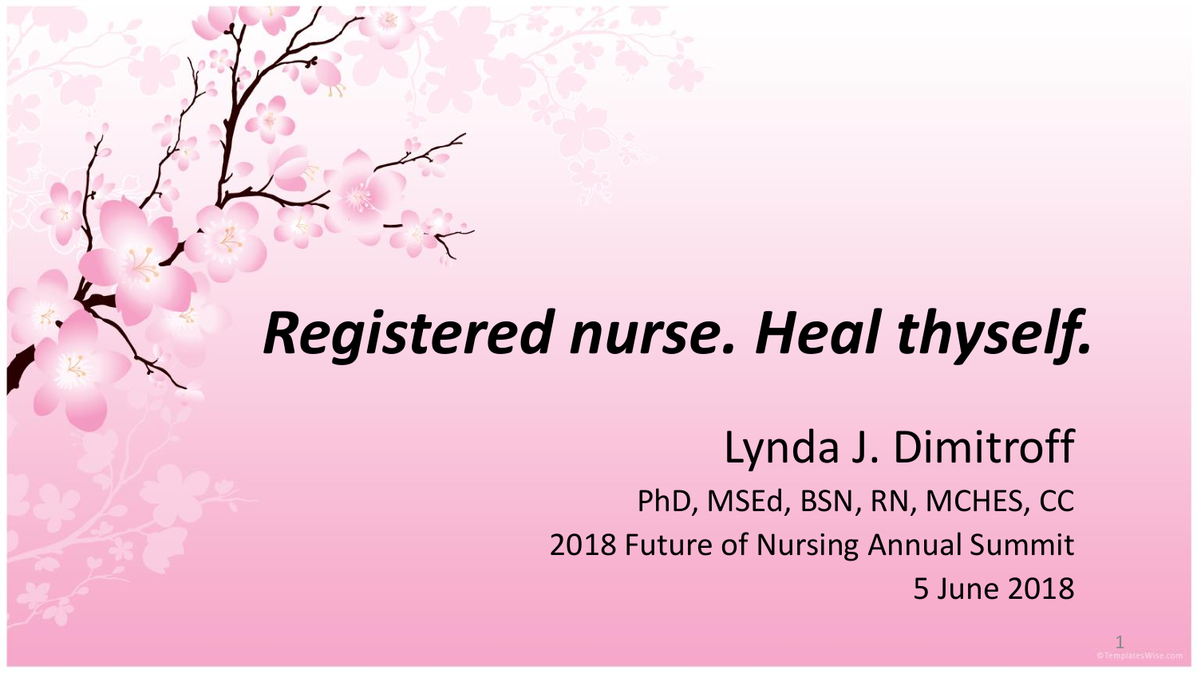# *Registered nurse. Heal thyself.*

Lynda J. Dimitroff

PhD, MSEd, BSN, RN, MCHES, CC

2018 Future of Nursing Annual Summit

5 June 2018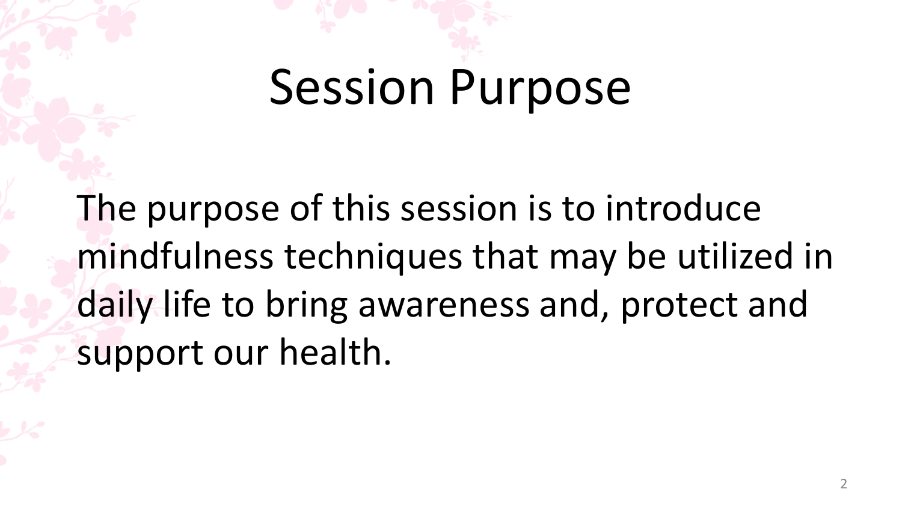# Session Purpose

The purpose of this session is to introduce mindfulness techniques that may be utilized in daily life to bring awareness and, protect and support our health.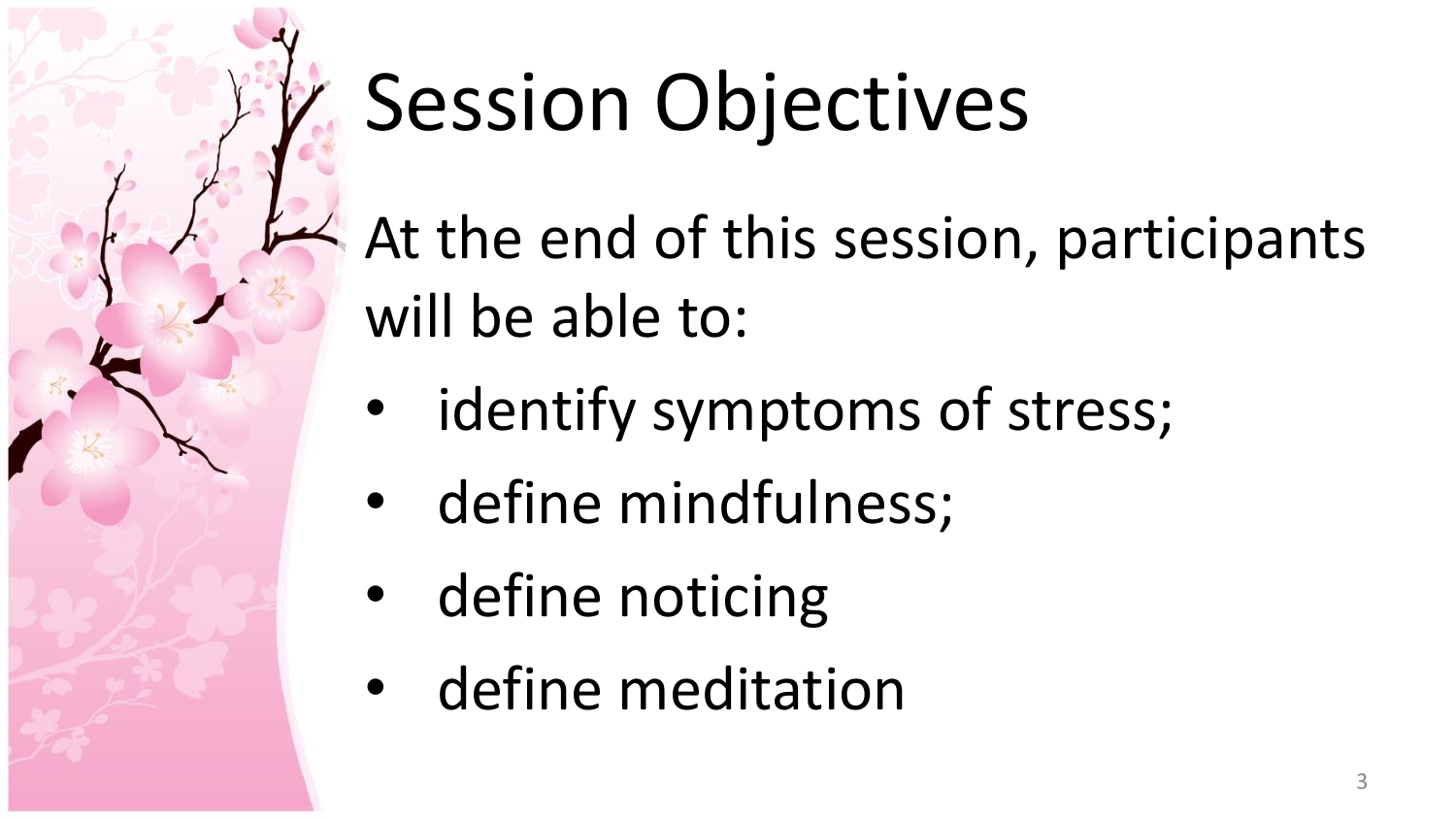# Session Objectives

At the end of this session, participants will be able to:

- identify symptoms of stress;
- define mindfulness;
- define noticing
- define meditation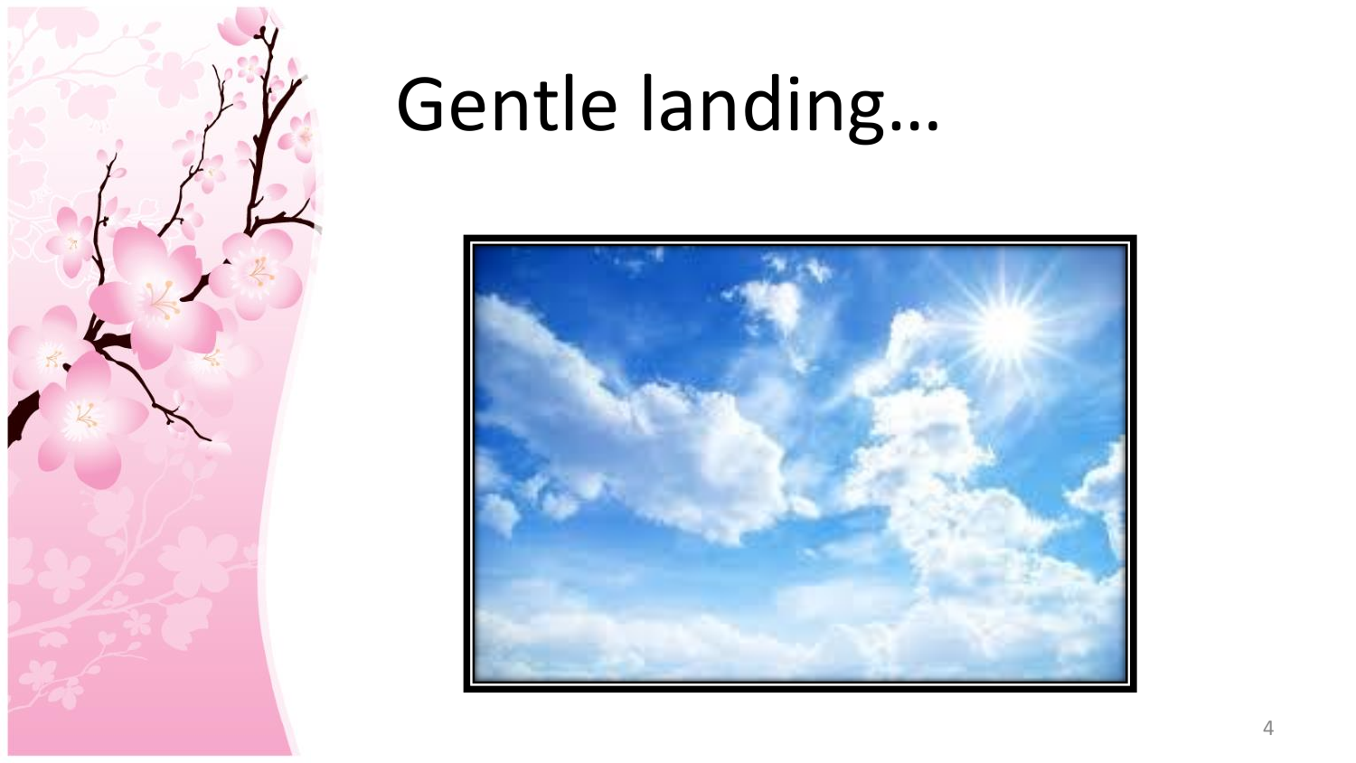# Gentle landing…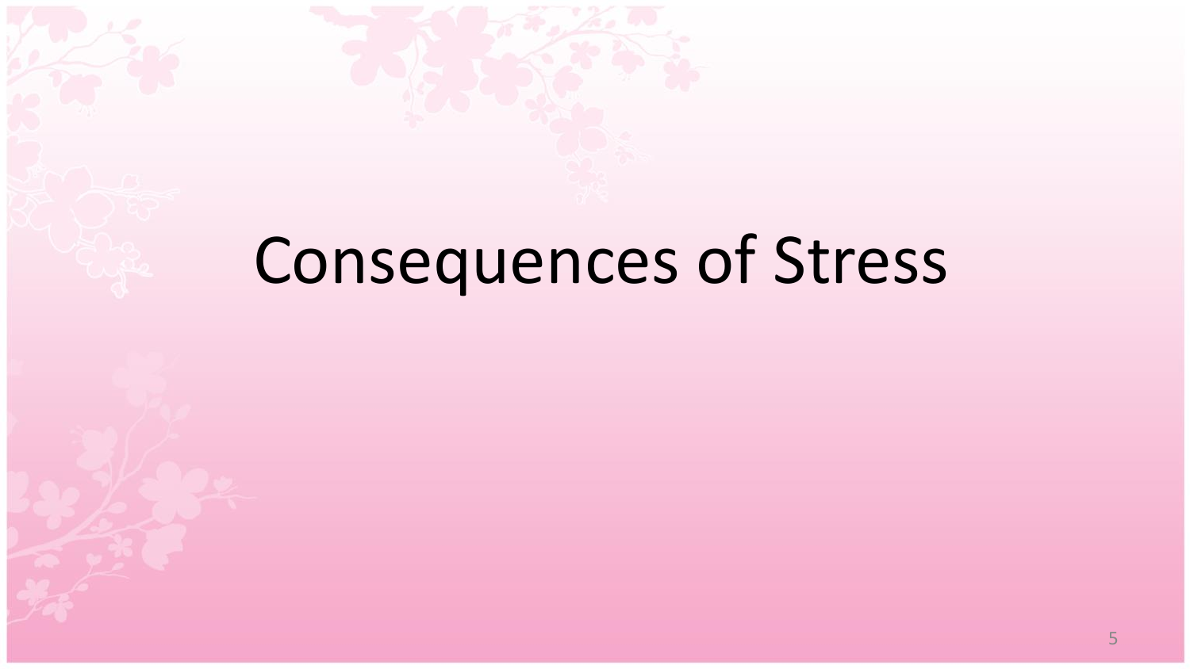# Consequences of Stress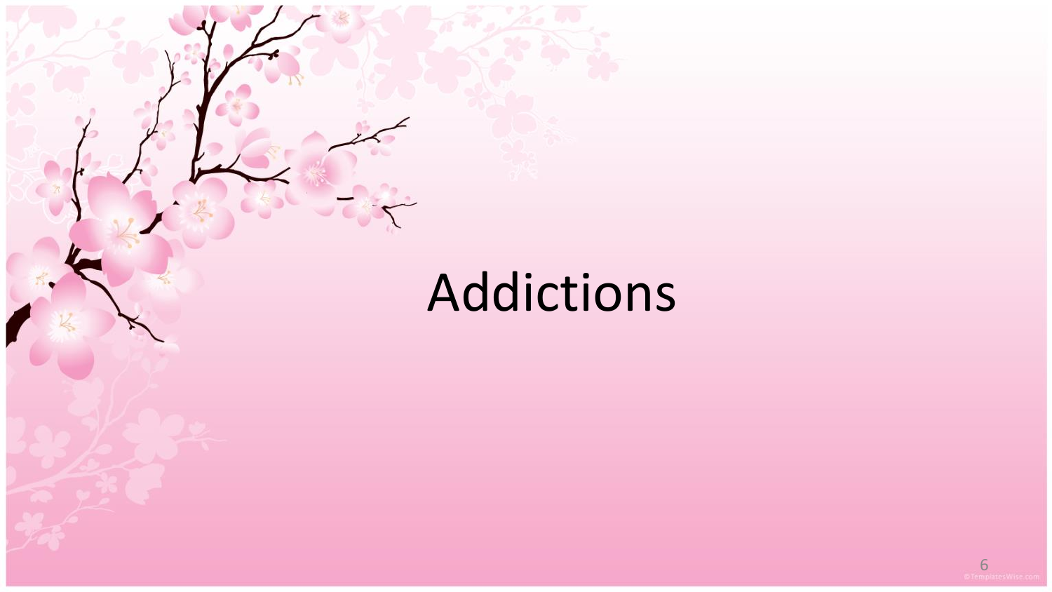# Addictions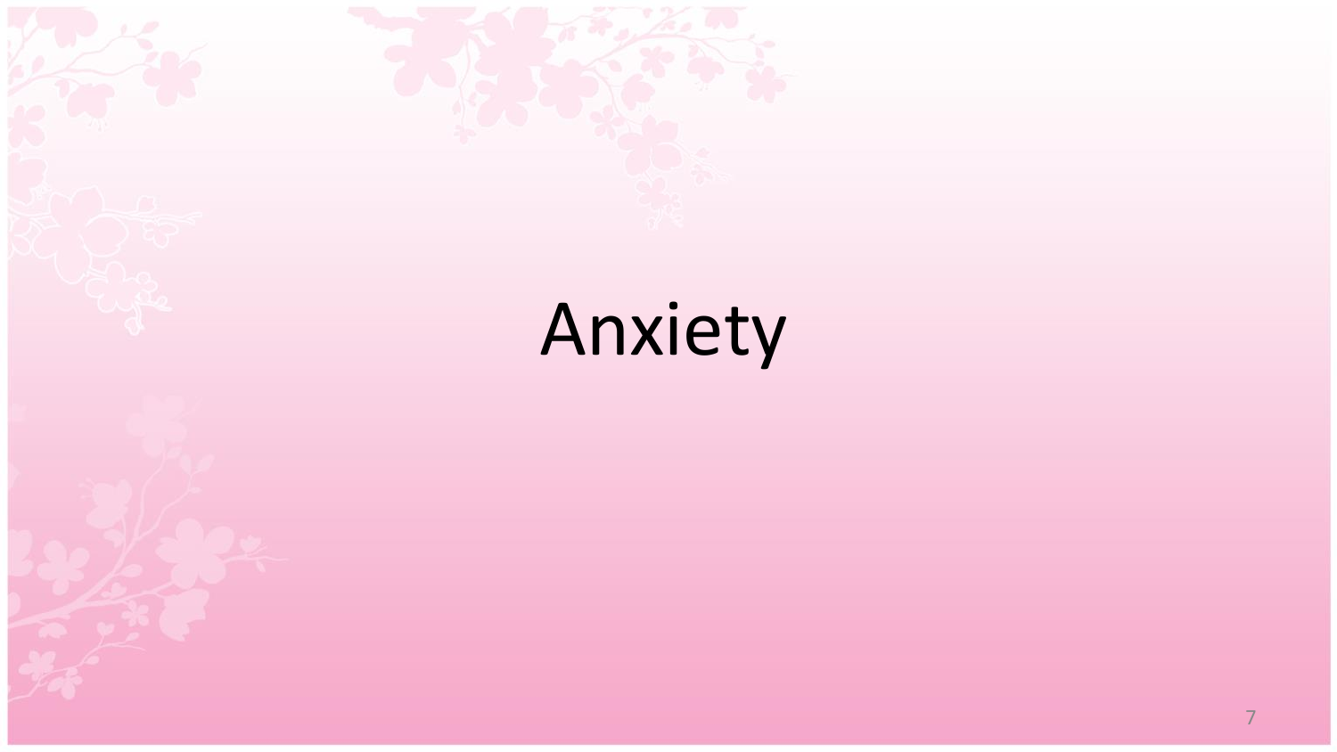# Anxiety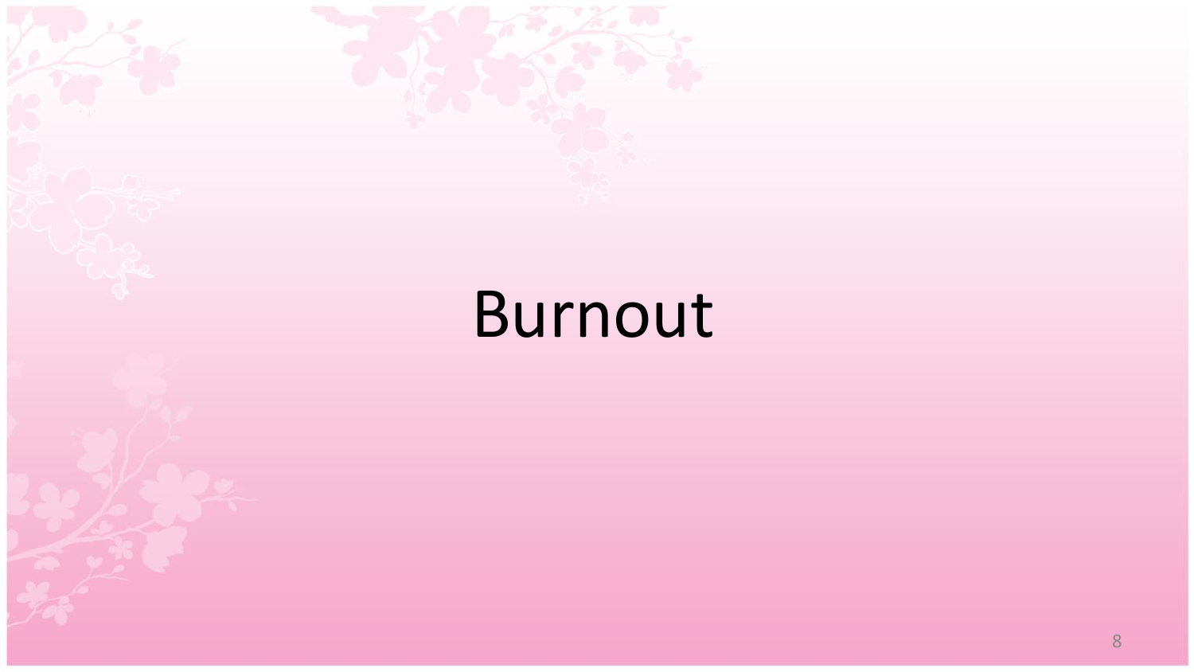# Burnout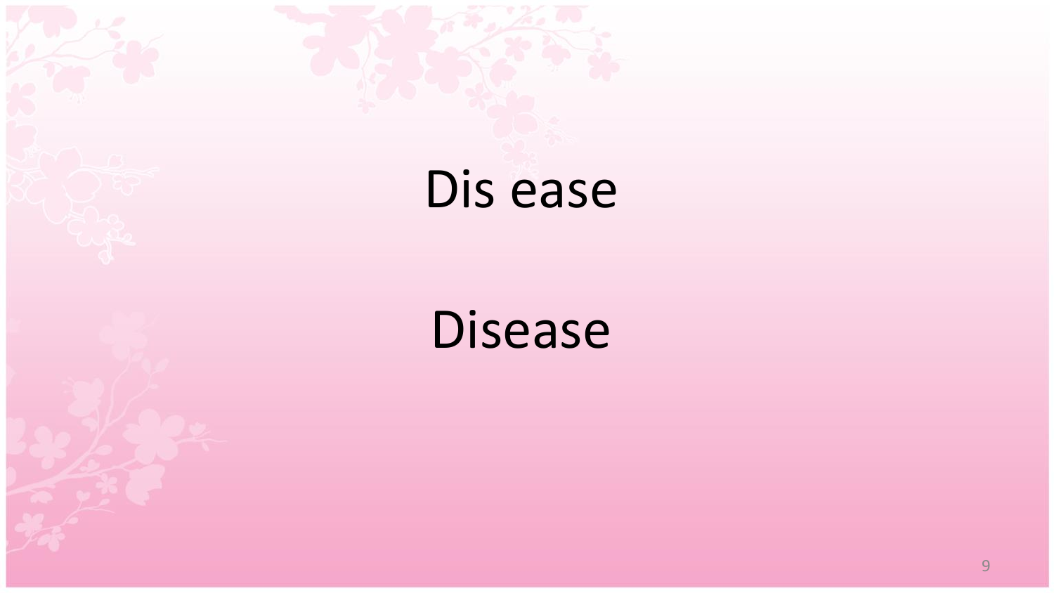Dis ease

Disease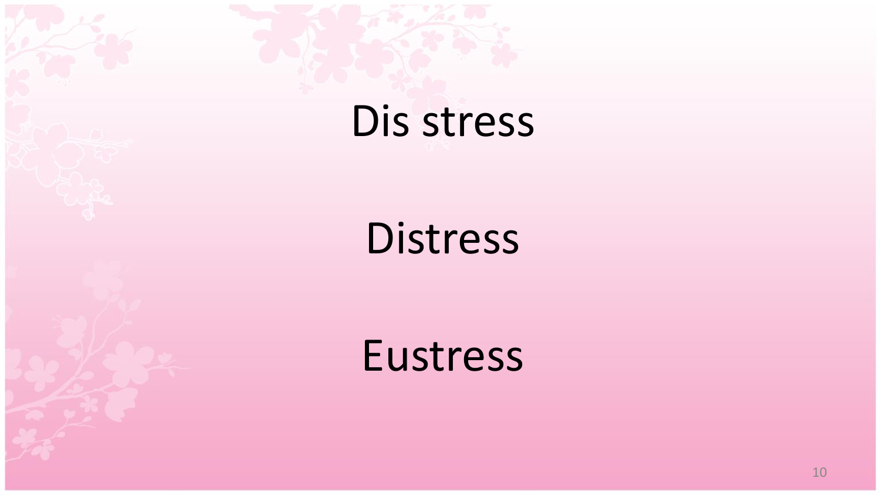Dis stress

Distress

Eustress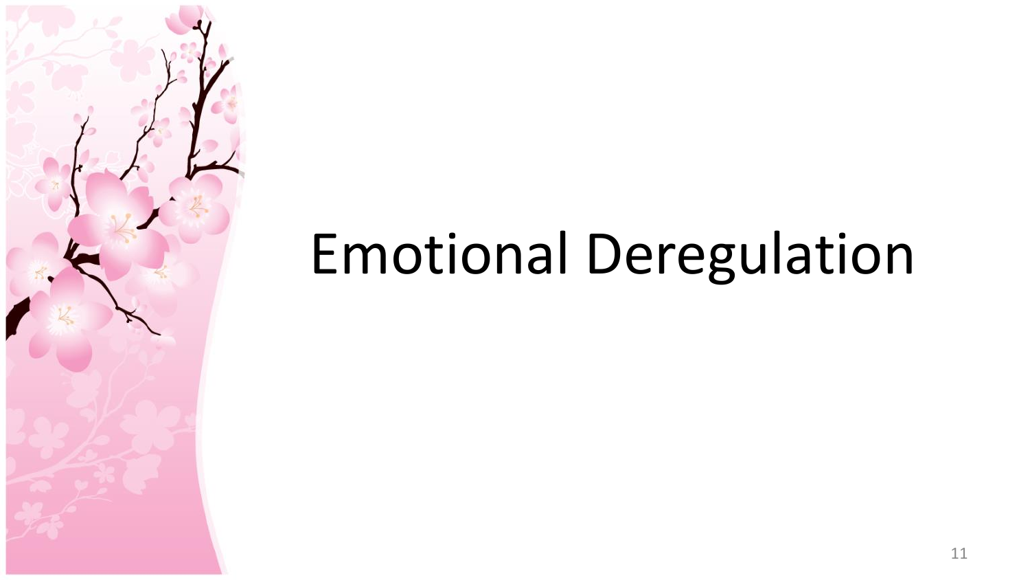# Emotional Deregulation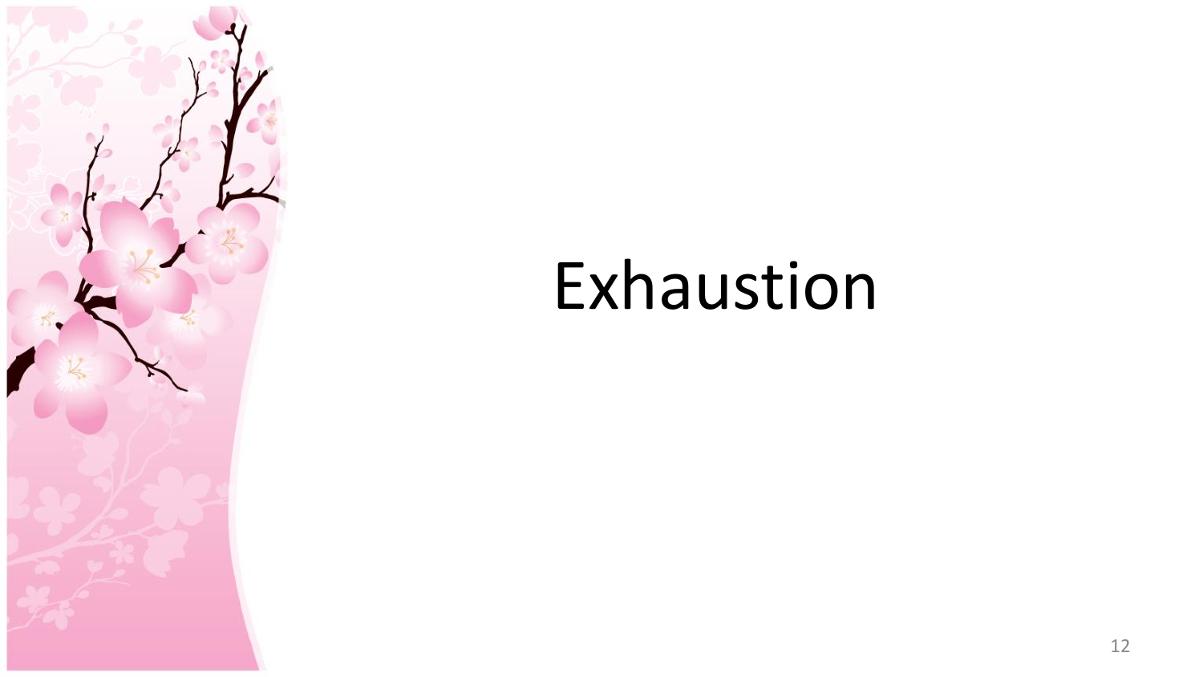# Exhaustion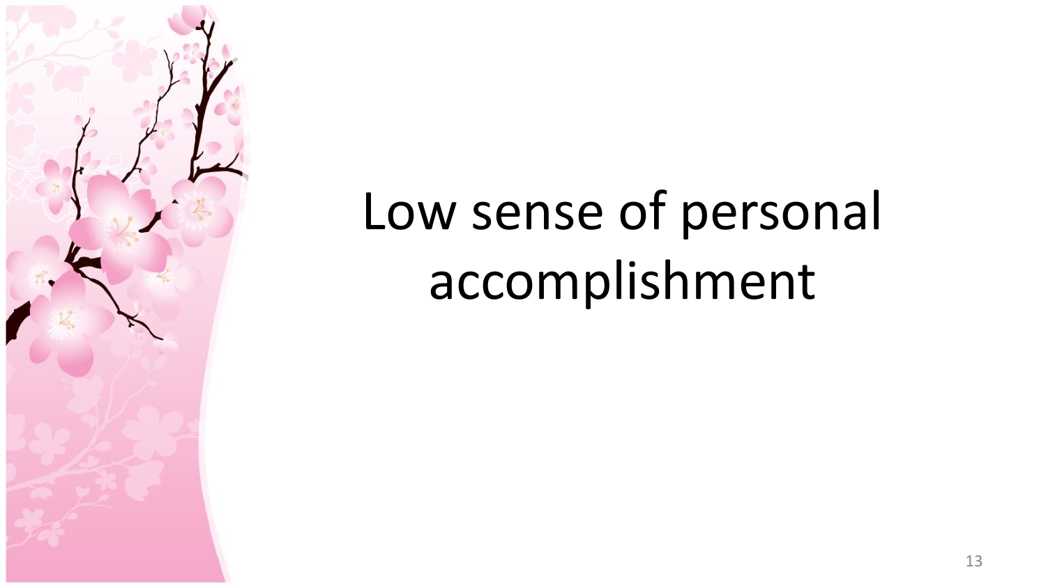# Low sense of personal accomplishment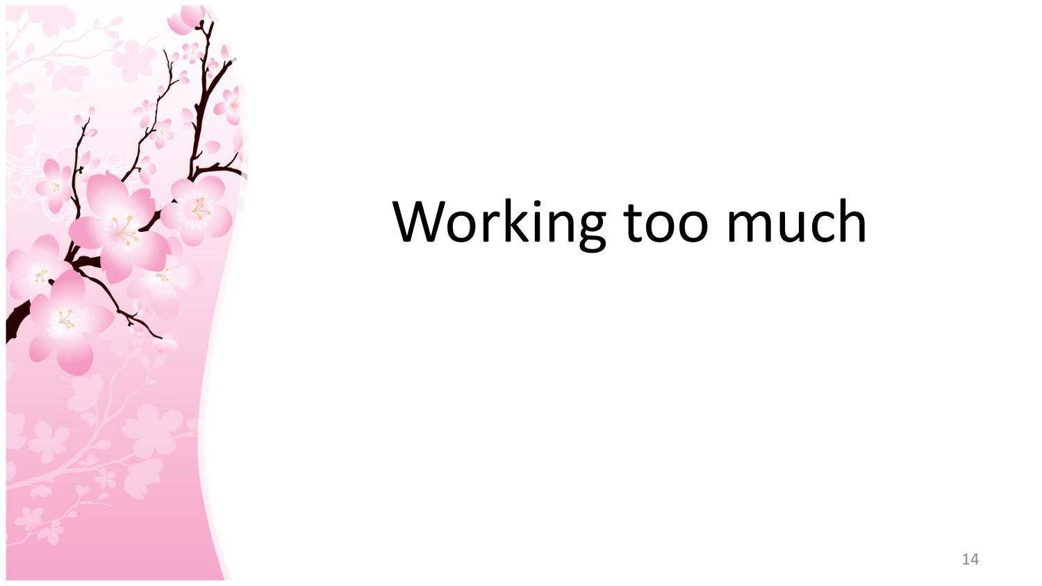# Working too much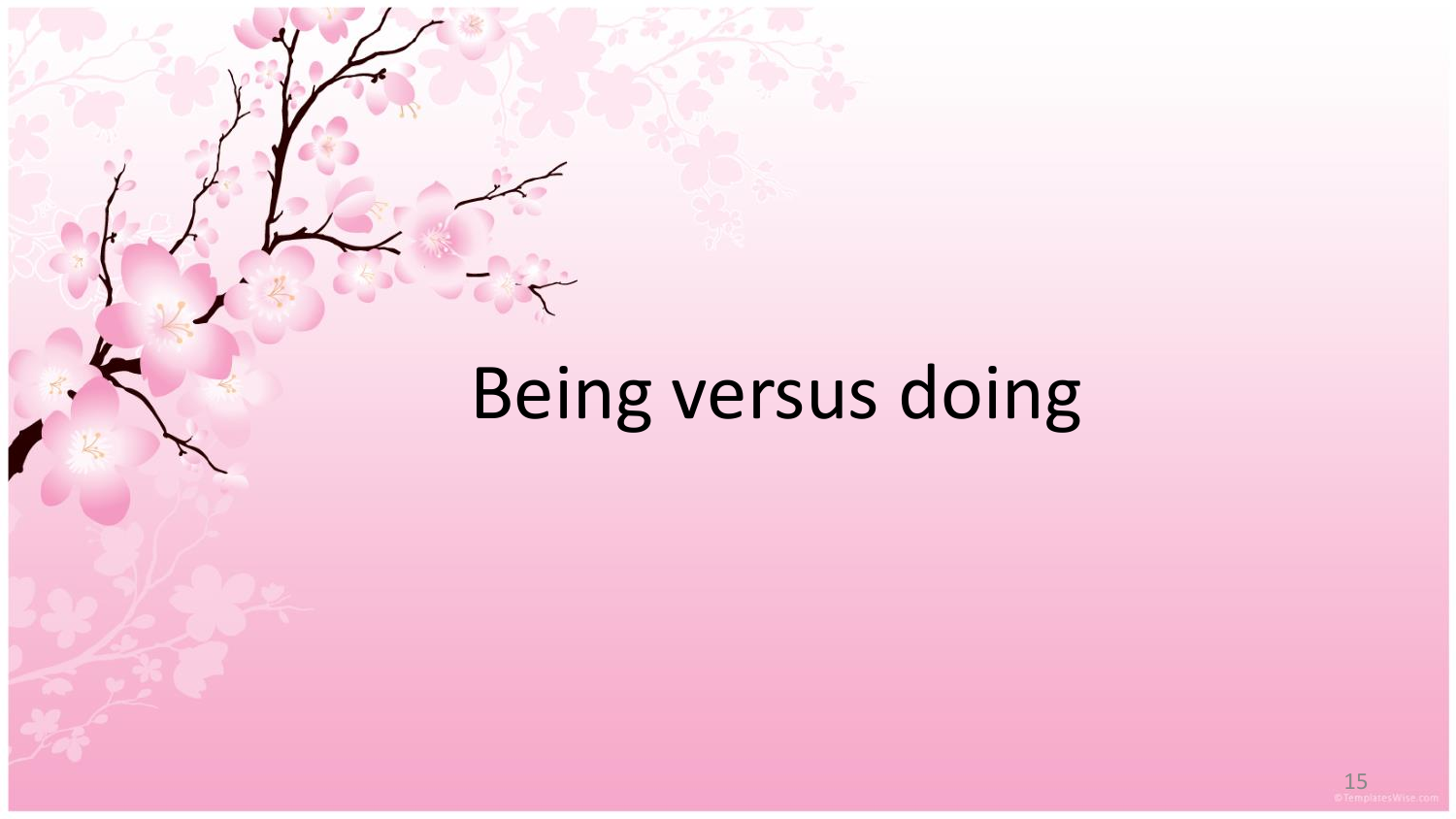# Being versus doing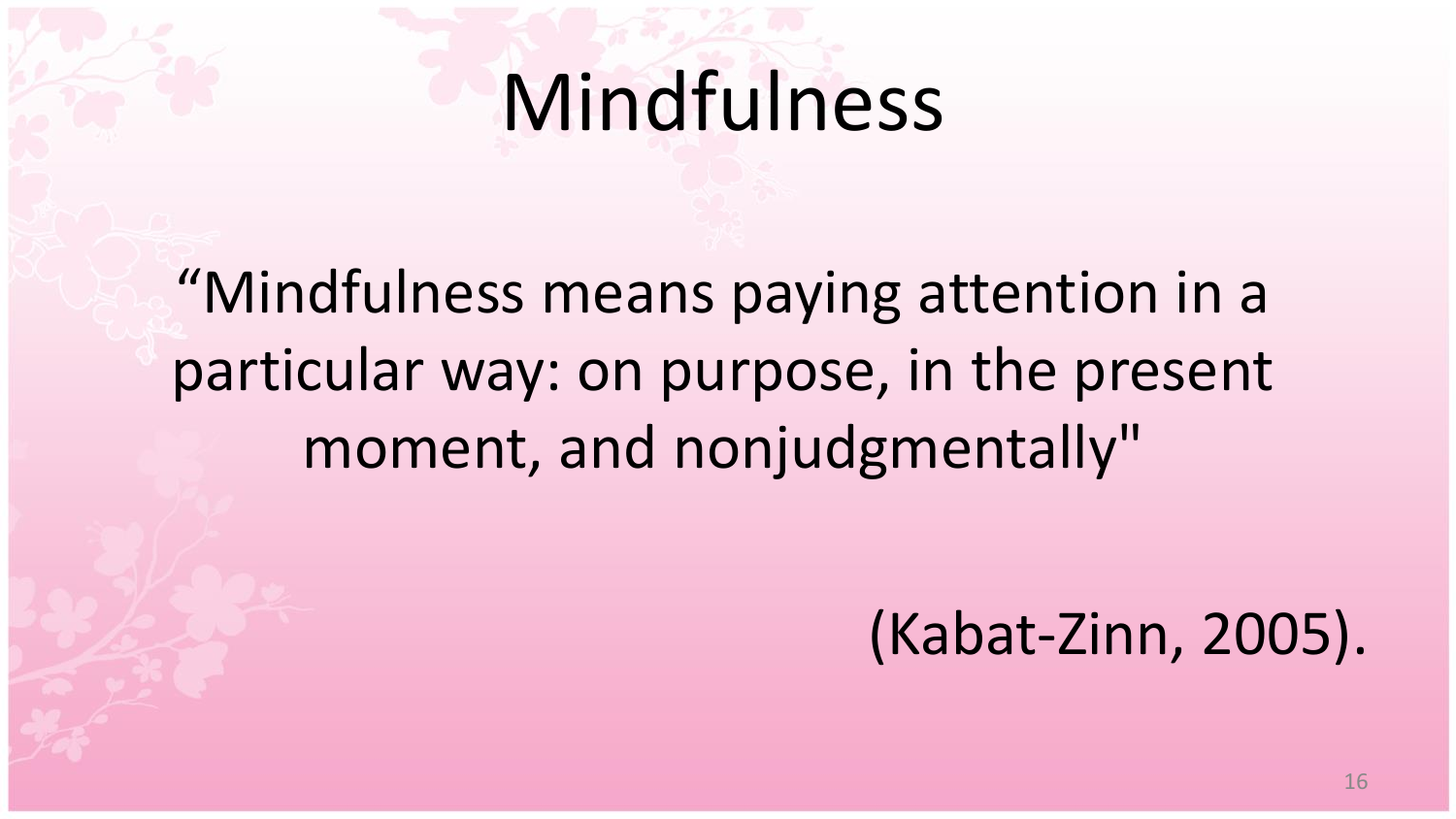# Mindfulness

“Mindfulness means paying attention in a particular way: on purpose, in the present moment, and nonjudgmentally"

(Kabat-Zinn, 2005).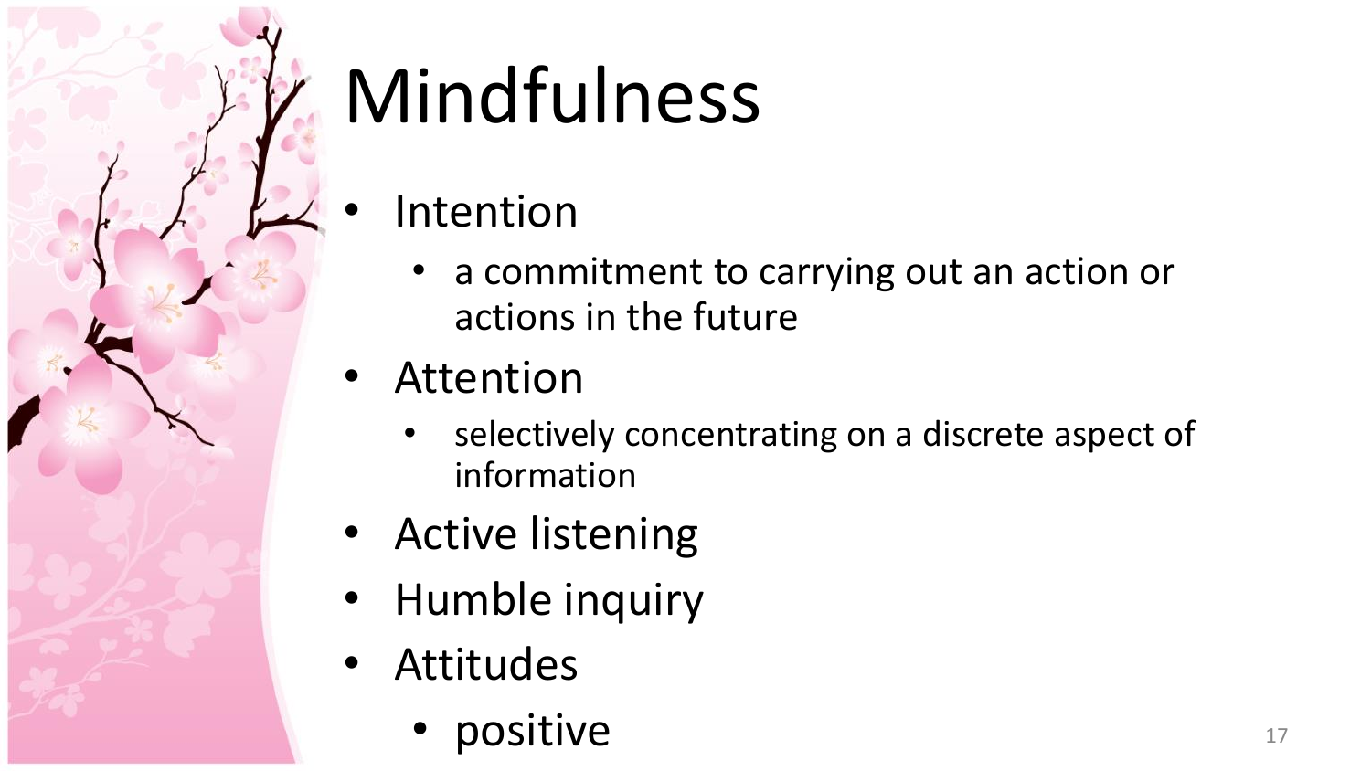# Mindfulness

- Intention
  - a commitment to carrying out an action or actions in the future
- Attention
  - selectively concentrating on a discrete aspect of information
- Active listening
- Humble inquiry
- Attitudes
  - positive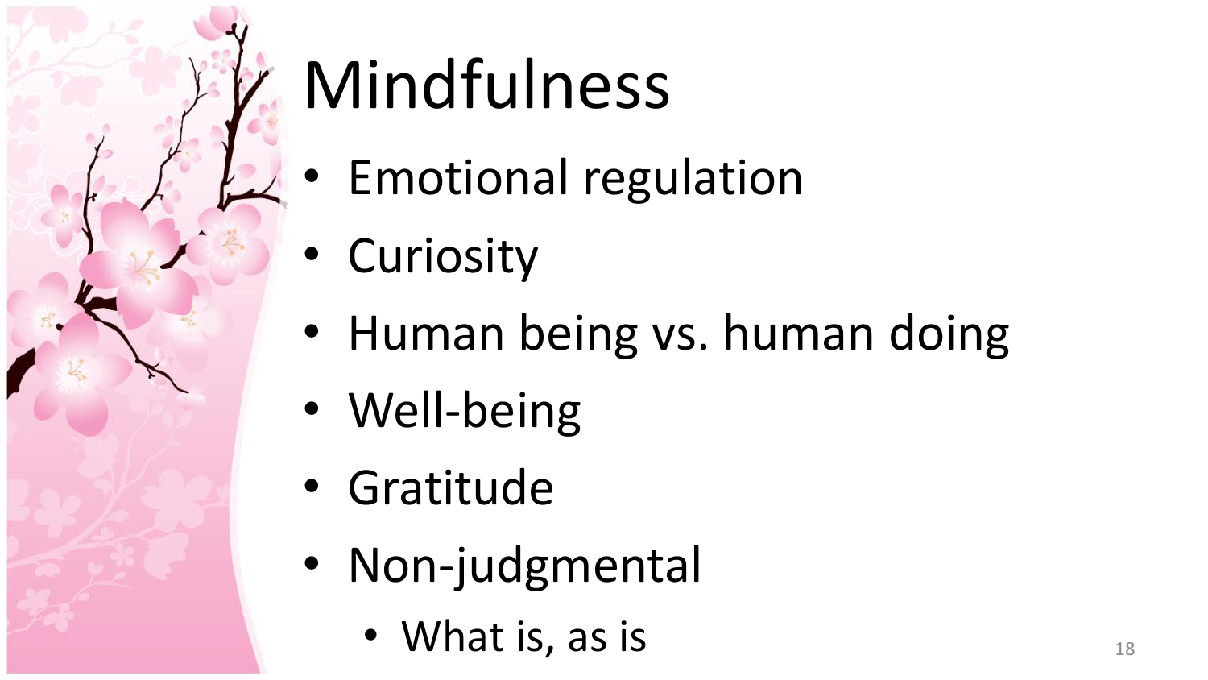# Mindfulness

- Emotional regulation
- Curiosity
- Human being vs. human doing
- Well-being
- Gratitude
- Non-judgmental
  - What is, as is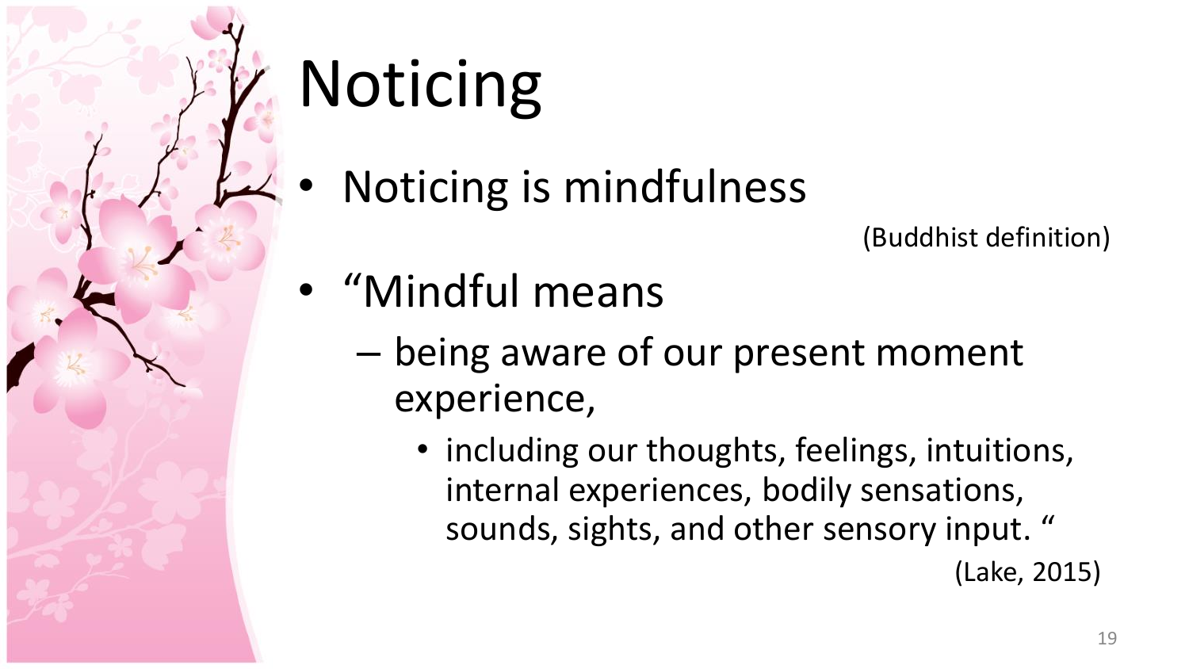# Noticing

- Noticing is mindfulness

  (Buddhist definition)

- "Mindful means
  - being aware of our present moment experience,
    - including our thoughts, feelings, intuitions, internal experiences, bodily sensations, sounds, sights, and other sensory input. "

  (Lake, 2015)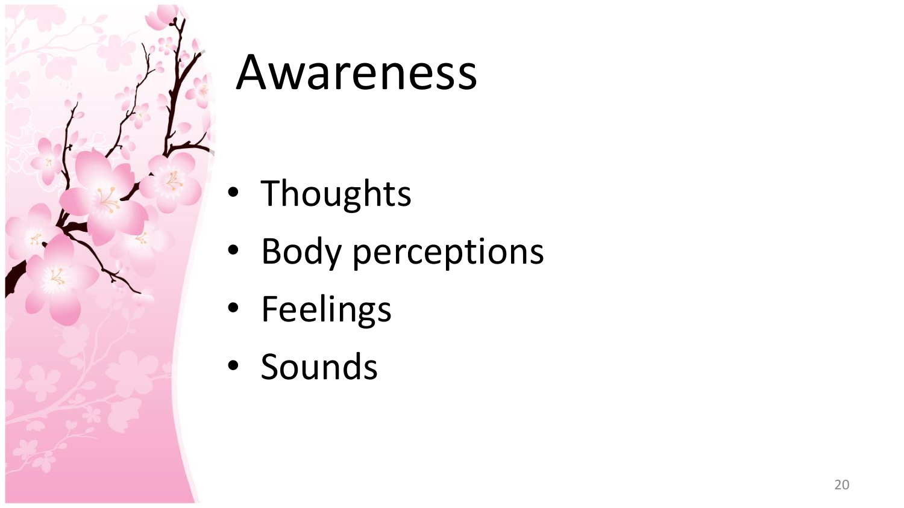# Awareness

- Thoughts
- Body perceptions
- Feelings
- Sounds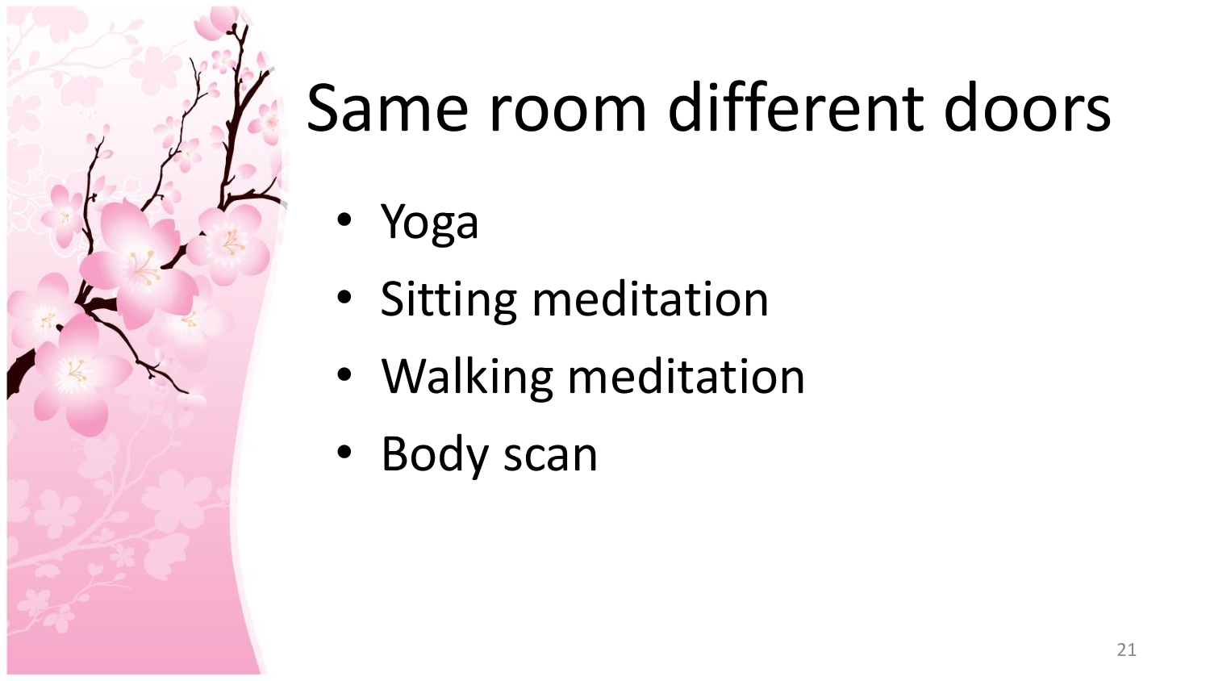# Same room different doors

- Yoga
- Sitting meditation
- Walking meditation
- Body scan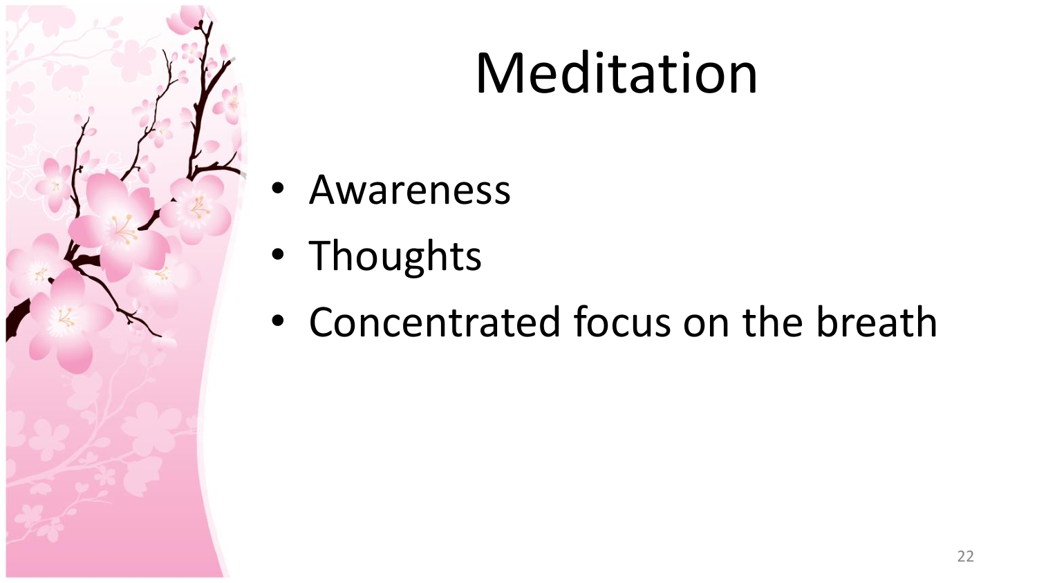# Meditation

- Awareness
- Thoughts
- Concentrated focus on the breath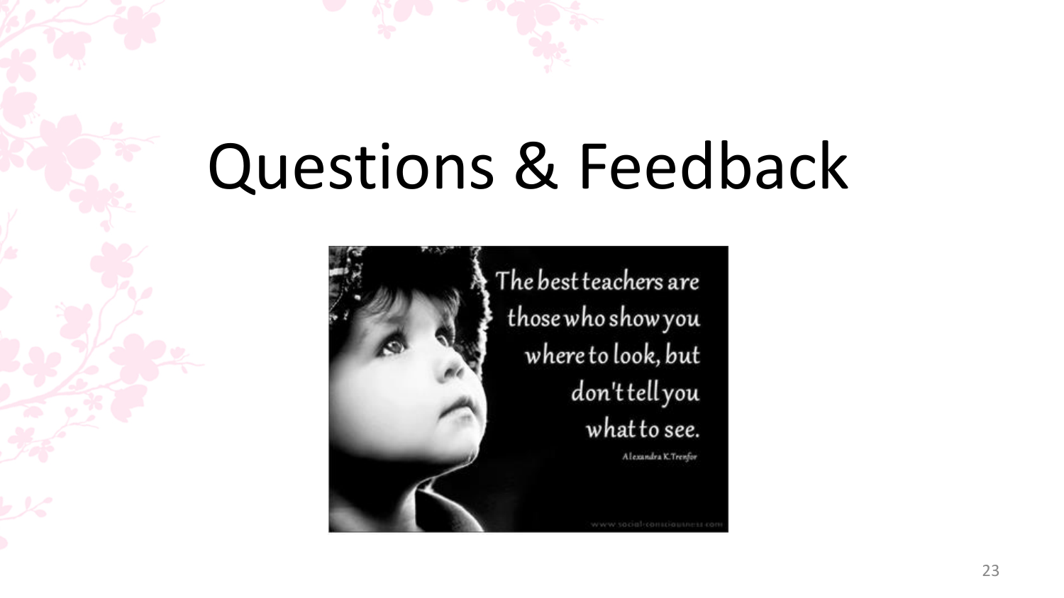# Questions & Feedback

The best teachers are those who show you where to look, but don't tell you what to see.

Alexandra K.Trenfor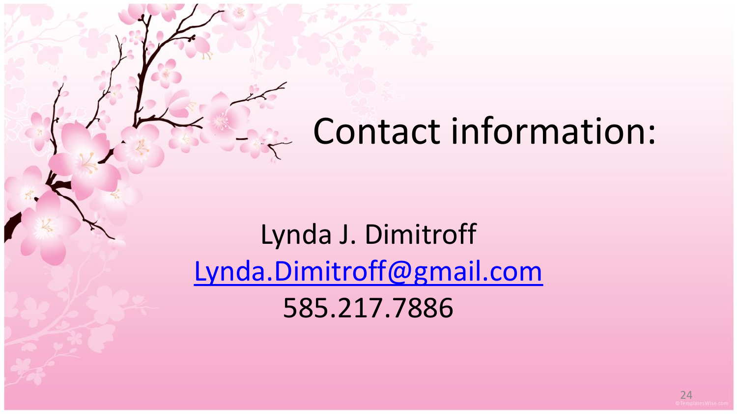# Contact information:

Lynda J. Dimitroff

Lynda.Dimitroff@gmail.com

585.217.7886